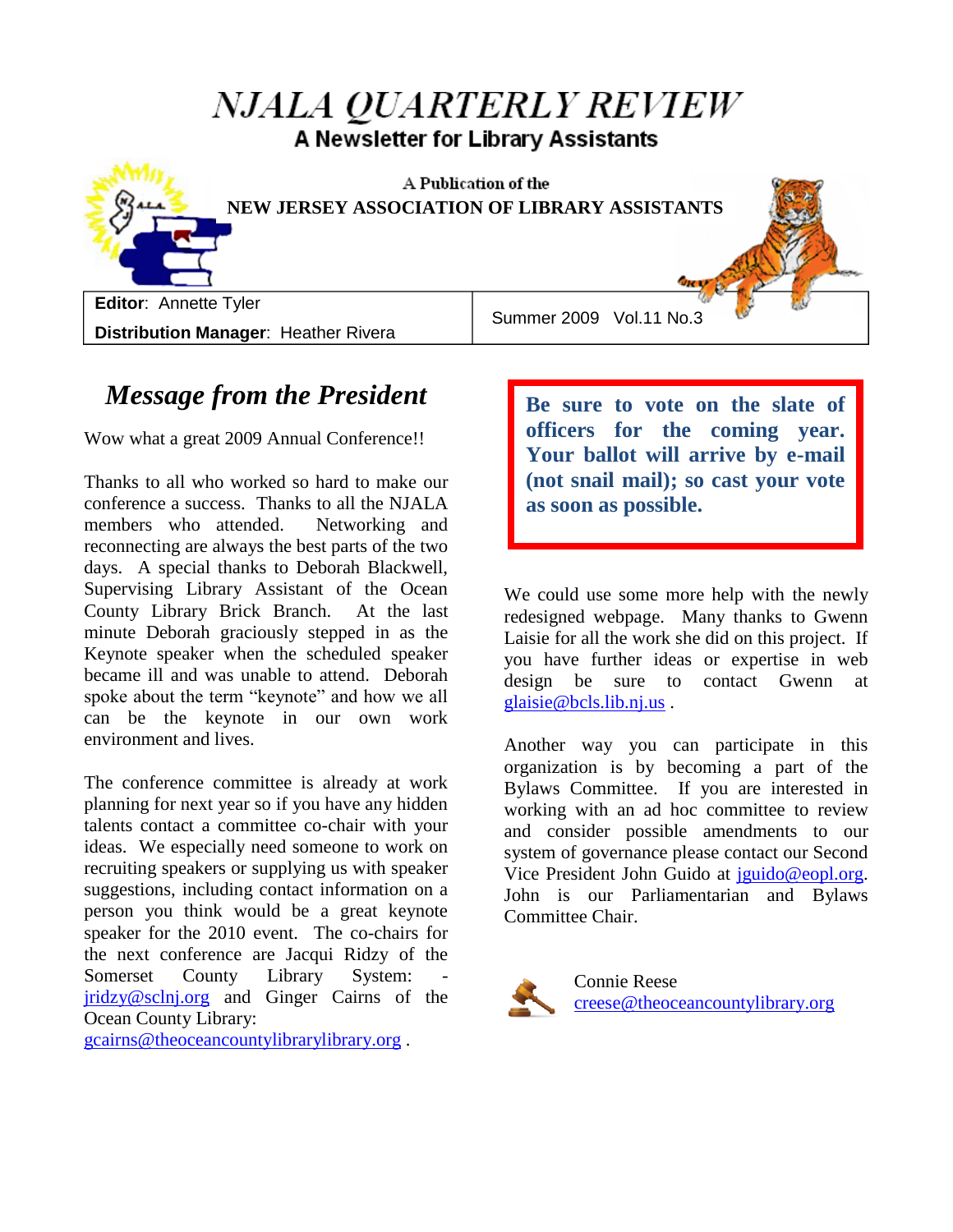# NJALA QUARTERLY REVIEW

**A Newsletter for Library Assistants**

A Publication of the

**NEW JERSEY ASSOCIATION OF LIBRARY ASSISTANTS**

| **Editor**: Annette Tyler<br>**Distribution Manager**: Heather Rivera | Summer 2009 Vol.11 No.3 |
|---|---|

## *Message from the President*

Wow what a great 2009 Annual Conference!!

Thanks to all who worked so hard to make our conference a success. Thanks to all the NJALA members who attended. Networking and reconnecting are always the best parts of the two days. A special thanks to Deborah Blackwell, Supervising Library Assistant of the Ocean County Library Brick Branch. At the last minute Deborah graciously stepped in as the Keynote speaker when the scheduled speaker became ill and was unable to attend. Deborah spoke about the term "keynote" and how we all can be the keynote in our own work environment and lives.

The conference committee is already at work planning for next year so if you have any hidden talents contact a committee co-chair with your ideas. We especially need someone to work on recruiting speakers or supplying us with speaker suggestions, including contact information on a person you think would be a great keynote speaker for the 2010 event. The co-chairs for the next conference are Jacqui Ridzy of the Somerset County Library System: - jridzy@sclnj.org and Ginger Cairns of the Ocean County Library: gcairns@theoceancountylibrarylibrary.org .

**Be sure to vote on the slate of officers for the coming year. Your ballot will arrive by e-mail (not snail mail); so cast your vote as soon as possible.**

We could use some more help with the newly redesigned webpage. Many thanks to Gwenn Laisie for all the work she did on this project. If you have further ideas or expertise in web design be sure to contact Gwenn at glaisie@bcls.lib.nj.us .

Another way you can participate in this organization is by becoming a part of the Bylaws Committee. If you are interested in working with an ad hoc committee to review and consider possible amendments to our system of governance please contact our Second Vice President John Guido at jguido@eopl.org. John is our Parliamentarian and Bylaws Committee Chair.

Connie Reese
creese@theoceancountylibrary.org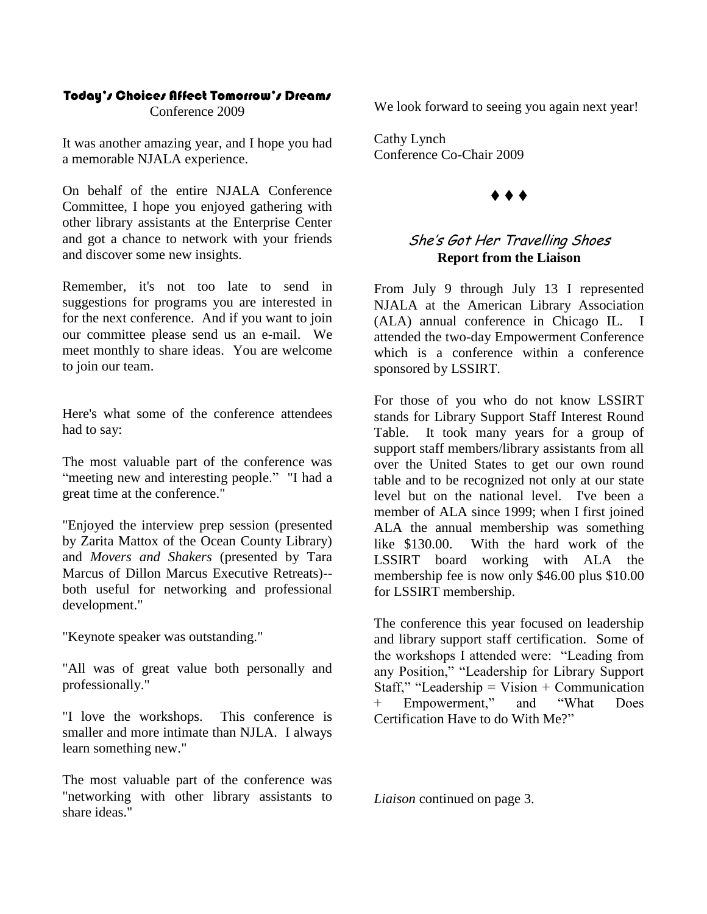## Today's Choices Affect Tomorrow's Dreams

Conference 2009

It was another amazing year, and I hope you had a memorable NJALA experience.

On behalf of the entire NJALA Conference Committee, I hope you enjoyed gathering with other library assistants at the Enterprise Center and got a chance to network with your friends and discover some new insights.

Remember, it's not too late to send in suggestions for programs you are interested in for the next conference. And if you want to join our committee please send us an e-mail. We meet monthly to share ideas. You are welcome to join our team.

Here's what some of the conference attendees had to say:

The most valuable part of the conference was "meeting new and interesting people." "I had a great time at the conference."

"Enjoyed the interview prep session (presented by Zarita Mattox of the Ocean County Library) and *Movers and Shakers* (presented by Tara Marcus of Dillon Marcus Executive Retreats)--both useful for networking and professional development."

"Keynote speaker was outstanding."

"All was of great value both personally and professionally."

"I love the workshops. This conference is smaller and more intimate than NJLA. I always learn something new."

The most valuable part of the conference was "networking with other library assistants to share ideas."

We look forward to seeing you again next year!

Cathy Lynch
Conference Co-Chair 2009

♦ ♦ ♦

## *She's Got Her Travelling Shoes*

**Report from the Liaison**

From July 9 through July 13 I represented NJALA at the American Library Association (ALA) annual conference in Chicago IL. I attended the two-day Empowerment Conference which is a conference within a conference sponsored by LSSIRT.

For those of you who do not know LSSIRT stands for Library Support Staff Interest Round Table. It took many years for a group of support staff members/library assistants from all over the United States to get our own round table and to be recognized not only at our state level but on the national level. I've been a member of ALA since 1999; when I first joined ALA the annual membership was something like $130.00. With the hard work of the LSSIRT board working with ALA the membership fee is now only $46.00 plus $10.00 for LSSIRT membership.

The conference this year focused on leadership and library support staff certification. Some of the workshops I attended were: "Leading from any Position," "Leadership for Library Support Staff," "Leadership = Vision + Communication + Empowerment," and "What Does Certification Have to do With Me?"

*Liaison* continued on page 3.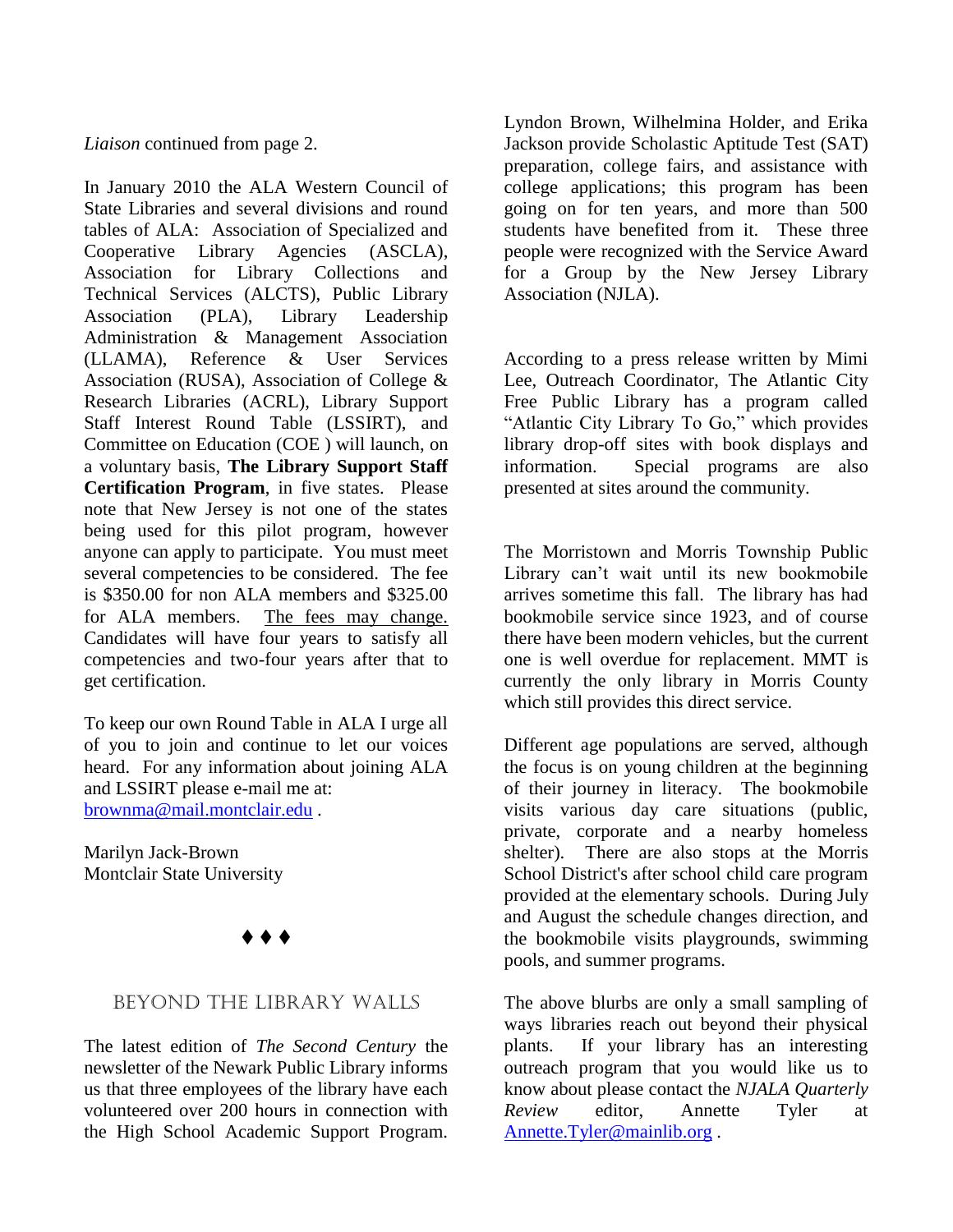*Liaison* continued from page 2.

In January 2010 the ALA Western Council of State Libraries and several divisions and round tables of ALA: Association of Specialized and Cooperative Library Agencies (ASCLA), Association for Library Collections and Technical Services (ALCTS), Public Library Association (PLA), Library Leadership Administration & Management Association (LLAMA), Reference & User Services Association (RUSA), Association of College & Research Libraries (ACRL), Library Support Staff Interest Round Table (LSSIRT), and Committee on Education (COE ) will launch, on a voluntary basis, **The Library Support Staff Certification Program**, in five states. Please note that New Jersey is not one of the states being used for this pilot program, however anyone can apply to participate. You must meet several competencies to be considered. The fee is \$350.00 for non ALA members and \$325.00 for ALA members. <u>The fees may change.</u> Candidates will have four years to satisfy all competencies and two-four years after that to get certification.

To keep our own Round Table in ALA I urge all of you to join and continue to let our voices heard. For any information about joining ALA and LSSIRT please e-mail me at: brownma@mail.montclair.edu .

Marilyn Jack-Brown
Montclair State University

♦ ♦ ♦

## Beyond the Library Walls

The latest edition of *The Second Century* the newsletter of the Newark Public Library informs us that three employees of the library have each volunteered over 200 hours in connection with the High School Academic Support Program. Lyndon Brown, Wilhelmina Holder, and Erika Jackson provide Scholastic Aptitude Test (SAT) preparation, college fairs, and assistance with college applications; this program has been going on for ten years, and more than 500 students have benefited from it. These three people were recognized with the Service Award for a Group by the New Jersey Library Association (NJLA).

According to a press release written by Mimi Lee, Outreach Coordinator, The Atlantic City Free Public Library has a program called "Atlantic City Library To Go," which provides library drop-off sites with book displays and information. Special programs are also presented at sites around the community.

The Morristown and Morris Township Public Library can't wait until its new bookmobile arrives sometime this fall. The library has had bookmobile service since 1923, and of course there have been modern vehicles, but the current one is well overdue for replacement. MMT is currently the only library in Morris County which still provides this direct service.

Different age populations are served, although the focus is on young children at the beginning of their journey in literacy. The bookmobile visits various day care situations (public, private, corporate and a nearby homeless shelter). There are also stops at the Morris School District's after school child care program provided at the elementary schools. During July and August the schedule changes direction, and the bookmobile visits playgrounds, swimming pools, and summer programs.

The above blurbs are only a small sampling of ways libraries reach out beyond their physical plants. If your library has an interesting outreach program that you would like us to know about please contact the *NJALA Quarterly Review* editor, Annette Tyler at Annette.Tyler@mainlib.org .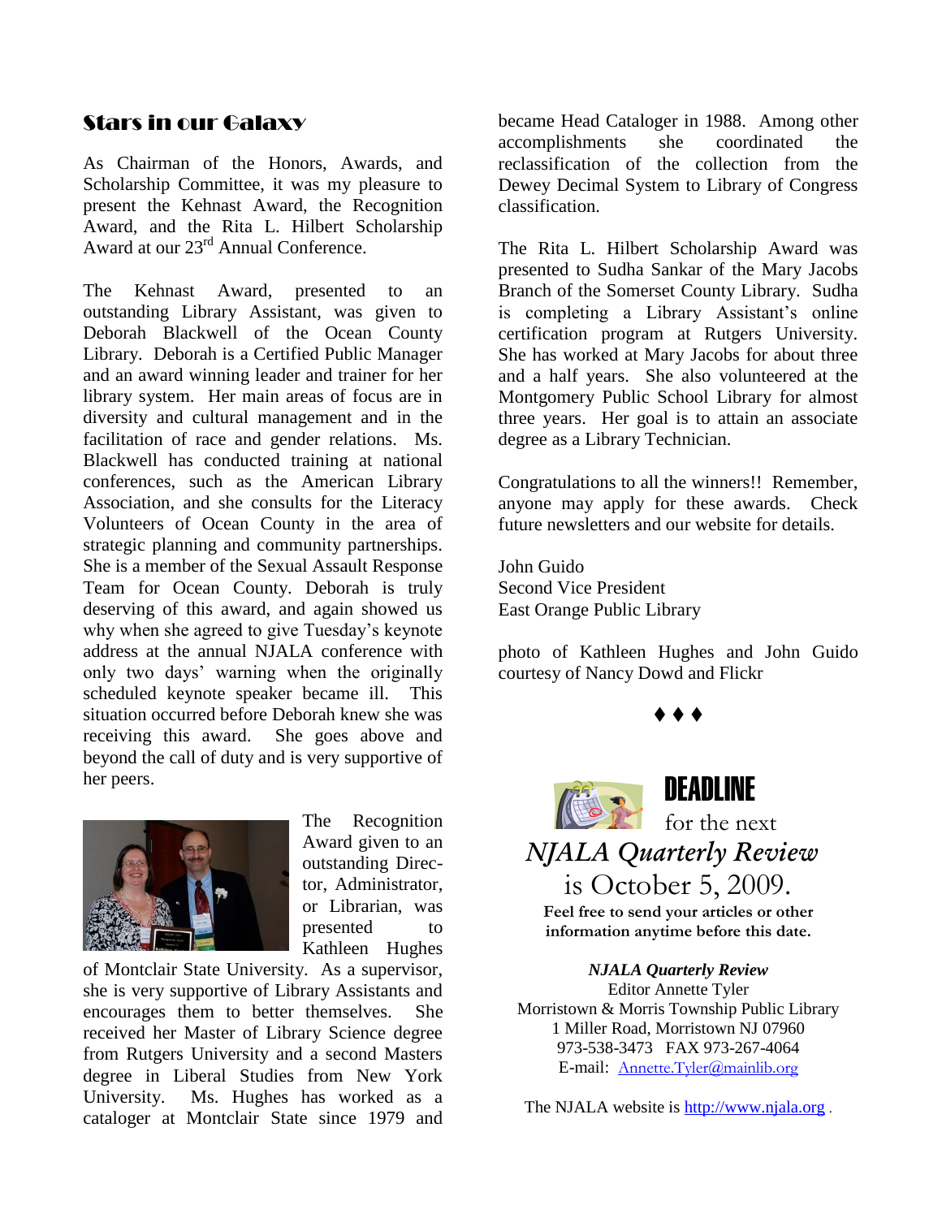## Stars in our Galaxy

As Chairman of the Honors, Awards, and Scholarship Committee, it was my pleasure to present the Kehnast Award, the Recognition Award, and the Rita L. Hilbert Scholarship Award at our 23rd Annual Conference.

The Kehnast Award, presented to an outstanding Library Assistant, was given to Deborah Blackwell of the Ocean County Library. Deborah is a Certified Public Manager and an award winning leader and trainer for her library system. Her main areas of focus are in diversity and cultural management and in the facilitation of race and gender relations. Ms. Blackwell has conducted training at national conferences, such as the American Library Association, and she consults for the Literacy Volunteers of Ocean County in the area of strategic planning and community partnerships. She is a member of the Sexual Assault Response Team for Ocean County. Deborah is truly deserving of this award, and again showed us why when she agreed to give Tuesday's keynote address at the annual NJALA conference with only two days' warning when the originally scheduled keynote speaker became ill. This situation occurred before Deborah knew she was receiving this award. She goes above and beyond the call of duty and is very supportive of her peers.

The Recognition Award given to an outstanding Director, Administrator, or Librarian, was presented to Kathleen Hughes of Montclair State University. As a supervisor, she is very supportive of Library Assistants and encourages them to better themselves. She received her Master of Library Science degree from Rutgers University and a second Masters degree in Liberal Studies from New York University. Ms. Hughes has worked as a cataloger at Montclair State since 1979 and became Head Cataloger in 1988. Among other accomplishments she coordinated the reclassification of the collection from the Dewey Decimal System to Library of Congress classification.

The Rita L. Hilbert Scholarship Award was presented to Sudha Sankar of the Mary Jacobs Branch of the Somerset County Library. Sudha is completing a Library Assistant's online certification program at Rutgers University. She has worked at Mary Jacobs for about three and a half years. She also volunteered at the Montgomery Public School Library for almost three years. Her goal is to attain an associate degree as a Library Technician.

Congratulations to all the winners!! Remember, anyone may apply for these awards. Check future newsletters and our website for details.

John Guido
Second Vice President
East Orange Public Library

photo of Kathleen Hughes and John Guido courtesy of Nancy Dowd and Flickr

♦ ♦ ♦

**DEADLINE** for the next *NJALA Quarterly Review* is October 5, 2009.

**Feel free to send your articles or other information anytime before this date.**

***NJALA Quarterly Review***
Editor Annette Tyler
Morristown & Morris Township Public Library
1 Miller Road, Morristown NJ 07960
973-538-3473 FAX 973-267-4064
E-mail: Annette.Tyler@mainlib.org

The NJALA website is http://www.njala.org .